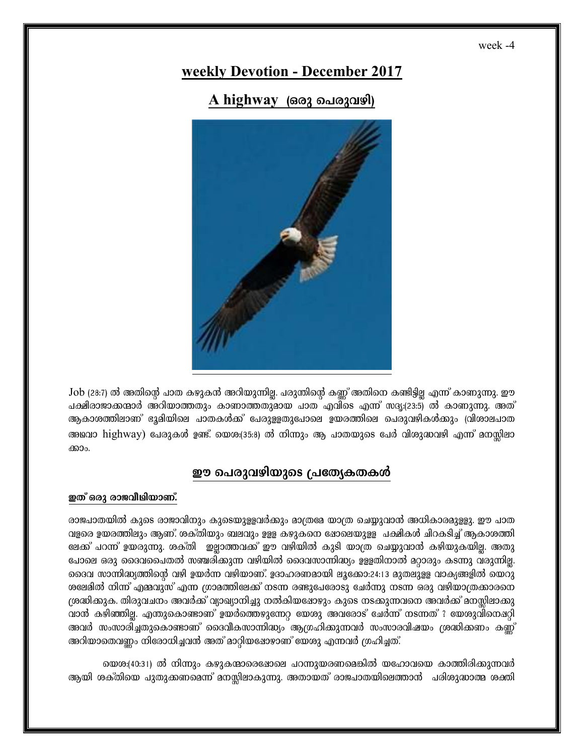week -4

# weekly Devotion - December 2017

## A highway (ഒരു പെരുവഴി)

Job (28:7) ൽ അതിന്റെ പാത കഴുകൻ അറിയുന്നില്ല. പരുന്തിന്റെ കണ്ണ് അതിനെ കണ്ടിട്ടില്ല എന്ന് കാണുന്നു. ഈ പക്ഷിരാജാക്കന്മാർ അറിയാത്തതും കാണാത്തതുമായ പാത എവിടെ എന്ന് സദൃ:(23:5) ൽ കാണുന്നു. അത് ആകാശത്തിലാണ് ഭൂമിയിലെ പാതകൾക്ക് പേരുള്ളതുപോലെ ഉയരത്തിലെ പെരുവഴികൾക്കും (വിശാലപാത അഥവാ highway) പേരുകൾ ഉണ്ട്. യെശ:(35:8) ൽ നിന്നും ആ പാതയുടെ പേര് വിശുദ്ധവഴി എന്ന് മനസ്സിലാക്കാം.

## ഈ പെരുവഴിയുടെ പ്രത്യേകതകൾ

**ഇത് ഒരു രാജവീഥിയാണ്.**

രാജപാതയിൽ കൂടെ രാജാവിനും കൂടെയുള്ളവർക്കും മാത്രമേ യാത്ര ചെയ്യുവാൻ അധികാരമുള്ളു. ഈ പാത വളരെ ഉയരത്തിലും ആണ്. ശക്തിയും ബലവും ഉള്ള കഴുകനെ പോലെയുള്ള പക്ഷികൾ ചിറകടിച്ച് ആകാശത്തിലേക്ക് പറന്ന് ഉയരുന്നു. ശക്തി ഇല്ലാത്തവക്ക് ഈ വഴിയിൽ കൂടി യാത്ര ചെയ്യുവാൻ കഴിയുകയില്ല. അതുപോലെ ഒരു ദൈവപൈതൽ സഞ്ചരിക്കുന്ന വഴിയിൽ ദൈവസാന്നിദ്ധ്യം ഉള്ളതിനാൽ മറ്റാരും കടന്നു വരുന്നില്ല. ദൈവ സാന്നിദ്ധ്യത്തിന്റെ വഴി ഉയർന്ന വഴിയാണ്. ഉദാഹരണമായി ലൂക്കോ:24:13 മുതലുള്ള വാക്യങ്ങളിൽ യെറുശലേമിൽ നിന്ന് എമ്മവുസ് എന്ന ഗ്രാമത്തിലേക്ക് നടന്ന രണ്ടുപേരോടു ചേർന്നു നടന്ന ഒരു വഴിയാത്രക്കാരനെ ശ്രദ്ധിക്കുക. തിരുവചനം അവർക്ക് വ്യാഖ്യാനിച്ചു നൽകിയപ്പോഴും കൂടെ നടക്കുന്നവനെ അവർക്ക് മനസ്സിലാക്കുവാൻ കഴിഞ്ഞില്ല. എന്തുകൊണ്ടാണ് ഉയർത്തെഴുന്നേറ്റ യേശു അവരോട് ചേർന്ന് നടന്നത് ? യേശുവിനെപ്പറ്റി അവർ സംസാരിച്ചതുകൊണ്ടാണ് ദൈവീകസാന്നിദ്ധ്യം ആഗ്രഹിക്കുന്നവർ സംസാരവിഷയം ശ്രദ്ധിക്കണം കണ്ണ് അറിയാതെവണ്ണം നിരോധിച്ചവൻ അത് മാറ്റിയപ്പോഴാണ് യേശു എന്നവർ ഗ്രഹിച്ചത്.

യെശ:(40:31) ൽ നിന്നും കഴുകന്മാരെപ്പോലെ പറന്നുയരണമെങ്കിൽ യഹോവയെ കാത്തിരിക്കുന്നവർ ആയി ശക്തിയെ പുതുക്കണമെന്ന് മനസ്സിലാകുന്നു. അതായത് രാജപാതയിലെത്താൻ പരിശുദ്ധാത്മ ശക്തി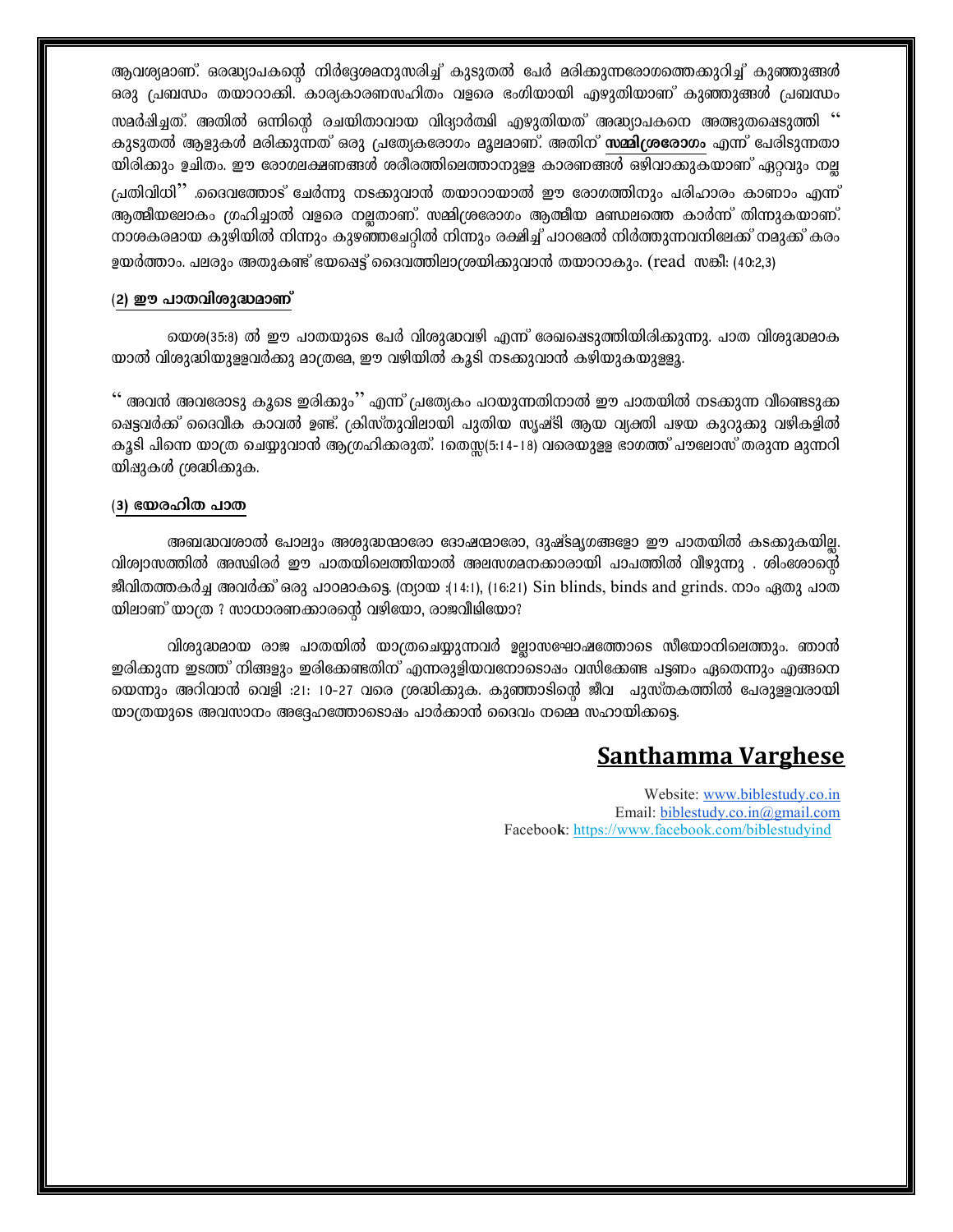ആവശ്യമാണ്. ഒരദ്ധ്യാപകന്റെ നിർദ്ദേശമനുസരിച്ച് കൂടുതൽ പേർ മരിക്കുന്നരോഗത്തെക്കുറിച്ച് കുഞ്ഞുങ്ങൾ ഒരു പ്രബന്ധം തയാറാക്കി. കാര്യകാരണസഹിതം വളരെ ഭംഗിയായി എഴുതിയാണ് കുഞ്ഞുങ്ങൾ പ്രബന്ധം സമർപ്പിച്ചത്. അതിൽ ഒന്നിന്റെ രചയിതാവായ വിദ്യാർത്ഥി എഴുതിയത് അദ്ധ്യാപകനെ അത്ഭുതപ്പെടുത്തി " കൂടുതൽ ആളുകൾ മരിക്കുന്നത് ഒരു പ്രത്യേകരോഗം മൂലമാണ്. അതിന് **സമ്മിശ്രരോഗം** എന്ന് പേരിടുന്നതായിരിക്കും ഉചിതം. ഈ രോഗലക്ഷണങ്ങൾ ശരീരത്തിലെത്താനുള്ള കാരണങ്ങൾ ഒഴിവാക്കുകയാണ് ഏറ്റവും നല്ല പ്രതിവിധി" .ദൈവത്തോട് ചേർന്നു നടക്കുവാൻ തയാറായാൽ ഈ രോഗത്തിനും പരിഹാരം കാണാം എന്ന് ആത്മീയലോകം ഗ്രഹിച്ചാൽ വളരെ നല്ലതാണ്. സമ്മിശ്രരോഗം ആത്മീയ മണ്ഡലത്തെ കാർന്ന് തിന്നുകയാണ്. നാശകരമായ കുഴിയിൽ നിന്നും കുഴഞ്ഞചേറ്റിൽ നിന്നും രക്ഷിച്ച് പാറമേൽ നിർത്തുന്നവനിലേക്ക് നമുക്ക് കരം ഉയർത്താം. പലരും അതുകണ്ട് ഭയപ്പെട്ട് ദൈവത്തിലാശ്രയിക്കുവാൻ തയാറാകും. (read സങ്കീ: (40:2,3)

## (2) ഈ പാതവിശുദ്ധമാണ്

യെശ(35:8) ൽ ഈ പാതയുടെ പേർ വിശുദ്ധവഴി എന്ന് രേഖപ്പെടുത്തിയിരിക്കുന്നു. പാത വിശുദ്ധമാകയാൽ വിശുദ്ധിയുള്ളവർക്കു മാത്രമേ, ഈ വഴിയിൽ കൂടി നടക്കുവാൻ കഴിയുകയുള്ളൂ.

" അവൻ അവരോടു കൂടെ ഇരിക്കും" എന്ന് പ്രത്യേകം പറയുന്നതിനാൽ ഈ പാതയിൽ നടക്കുന്ന വീണ്ടെടുക്കപ്പെട്ടവർക്ക് ദൈവിക കാവൽ ഉണ്ട്. ക്രിസ്തുവിലായി പുതിയ സൃഷ്ടി ആയ വ്യക്തി പഴയ കുറുക്കു വഴികളിൽ കൂടി പിന്നെ യാത്ര ചെയ്യുവാൻ ആഗ്രഹിക്കരുത്. 1തെസ്സ(5:14-18) വരെയുള്ള ഭാഗത്ത് പൗലോസ് തരുന്ന മുന്നറിയിപ്പുകൾ ശ്രദ്ധിക്കുക.

## (3) ഭയരഹിത പാത

അബദ്ധവശാൽ പോലും അശുദ്ധന്മാരോ ദോഷന്മാരോ, ദുഷ്ടമൃഗങ്ങളോ ഈ പാതയിൽ കടക്കുകയില്ല. വിശ്വാസത്തിൽ അസ്ഥിരർ ഈ പാതയിലെത്തിയാൽ അലസഗമനക്കാരായി പാപത്തിൽ വീഴുന്നു . ശിംശോന്റെ ജീവിതതകർച്ച അവർക്ക് ഒരു പാഠമാകട്ടെ. (ന്യായ :(14:1), (16:21) Sin blinds, binds and grinds. നാം ഏതു പാതയിലാണ് യാത്ര ? സാധാരണക്കാരന്റെ വഴിയോ, രാജവീഥിയോ?

വിശുദ്ധമായ രാജ പാതയിൽ യാത്രചെയ്യുന്നവർ ഉല്ലാസഘോഷത്തോടെ സീയോനിലെത്തും. ഞാൻ ഇരിക്കുന്ന ഇടത്ത് നിങ്ങളും ഇരിക്കേണ്ടതിന് എന്നരുളിയവനോടൊപ്പം വസിക്കേണ്ട പട്ടണം ഏതെന്നും എങ്ങനെയെന്നും അറിവാൻ വെളി :21: 10-27 വരെ ശ്രദ്ധിക്കുക. കുഞ്ഞാടിന്റെ ജീവ പുസ്തകത്തിൽ പേരുള്ളവരായി യാത്രയുടെ അവസാനം അദ്ദേഹത്തോടൊപ്പം പാർക്കാൻ ദൈവം നമ്മെ സഹായിക്കട്ടെ.

## Santhamma Varghese

Website: www.biblestudy.co.in
Email: biblestudy.co.in@gmail.com
Facebook: https://www.facebook.com/biblestudyind